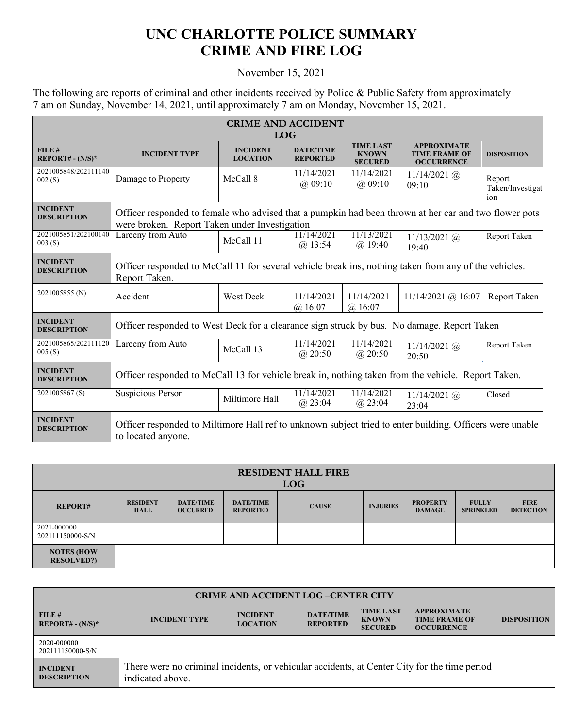# UNC CHARLOTTE POLICE SUMMARY
# CRIME AND FIRE LOG

November 15, 2021

The following are reports of criminal and other incidents received by Police & Public Safety from approximately 7 am on Sunday, November 14, 2021, until approximately 7 am on Monday, November 15, 2021.

| CRIME AND ACCIDENT LOG | | | | | | |
|---|---|---|---|---|---|---|
| **FILE # REPORT# - (N/S)*** | **INCIDENT TYPE** | **INCIDENT LOCATION** | **DATE/TIME REPORTED** | **TIME LAST KNOWN SECURED** | **APPROXIMATE TIME FRAME OF OCCURRENCE** | **DISPOSITION** |
| 2021005848/202111140002 (S) | Damage to Property | McCall 8 | 11/14/2021 @ 09:10 | 11/14/2021 @ 09:10 | 11/14/2021 @ 09:10 | Report Taken/Investigation |
| **INCIDENT DESCRIPTION** | Officer responded to female who advised that a pumpkin had been thrown at her car and two flower pots were broken. Report Taken under Investigation | | | | | |
| 2021005851/202100140003 (S) | Larceny from Auto | McCall 11 | 11/14/2021 @ 13:54 | 11/13/2021 @ 19:40 | 11/13/2021 @ 19:40 | Report Taken |
| **INCIDENT DESCRIPTION** | Officer responded to McCall 11 for several vehicle break ins, nothing taken from any of the vehicles. Report Taken. | | | | | |
| 2021005855 (N) | Accident | West Deck | 11/14/2021 @ 16:07 | 11/14/2021 @ 16:07 | 11/14/2021 @ 16:07 | Report Taken |
| **INCIDENT DESCRIPTION** | Officer responded to West Deck for a clearance sign struck by bus. No damage. Report Taken | | | | | |
| 2021005865/202111120005 (S) | Larceny from Auto | McCall 13 | 11/14/2021 @ 20:50 | 11/14/2021 @ 20:50 | 11/14/2021 @ 20:50 | Report Taken |
| **INCIDENT DESCRIPTION** | Officer responded to McCall 13 for vehicle break in, nothing taken from the vehicle. Report Taken. | | | | | |
| 2021005867 (S) | Suspicious Person | Miltimore Hall | 11/14/2021 @ 23:04 | 11/14/2021 @ 23:04 | 11/14/2021 @ 23:04 | Closed |
| **INCIDENT DESCRIPTION** | Officer responded to Miltimore Hall ref to unknown subject tried to enter building. Officers were unable to located anyone. | | | | | |

| RESIDENT HALL FIRE LOG | | | | | | | | |
|---|---|---|---|---|---|---|---|---|
| **REPORT#** | **RESIDENT HALL** | **DATE/TIME OCCURRED** | **DATE/TIME REPORTED** | **CAUSE** | **INJURIES** | **PROPERTY DAMAGE** | **FULLY SPRINKLED** | **FIRE DETECTION** |
| 2021-000000 202111150000-S/N | | | | | | | | |
| **NOTES (HOW RESOLVED?)** | | | | | | | | |

| CRIME AND ACCIDENT LOG –CENTER CITY | | | | | | |
|---|---|---|---|---|---|---|
| **FILE # REPORT# - (N/S)*** | **INCIDENT TYPE** | **INCIDENT LOCATION** | **DATE/TIME REPORTED** | **TIME LAST KNOWN SECURED** | **APPROXIMATE TIME FRAME OF OCCURRENCE** | **DISPOSITION** |
| 2020-000000 202111150000-S/N | | | | | | |
| **INCIDENT DESCRIPTION** | There were no criminal incidents, or vehicular accidents, at Center City for the time period indicated above. | | | | | |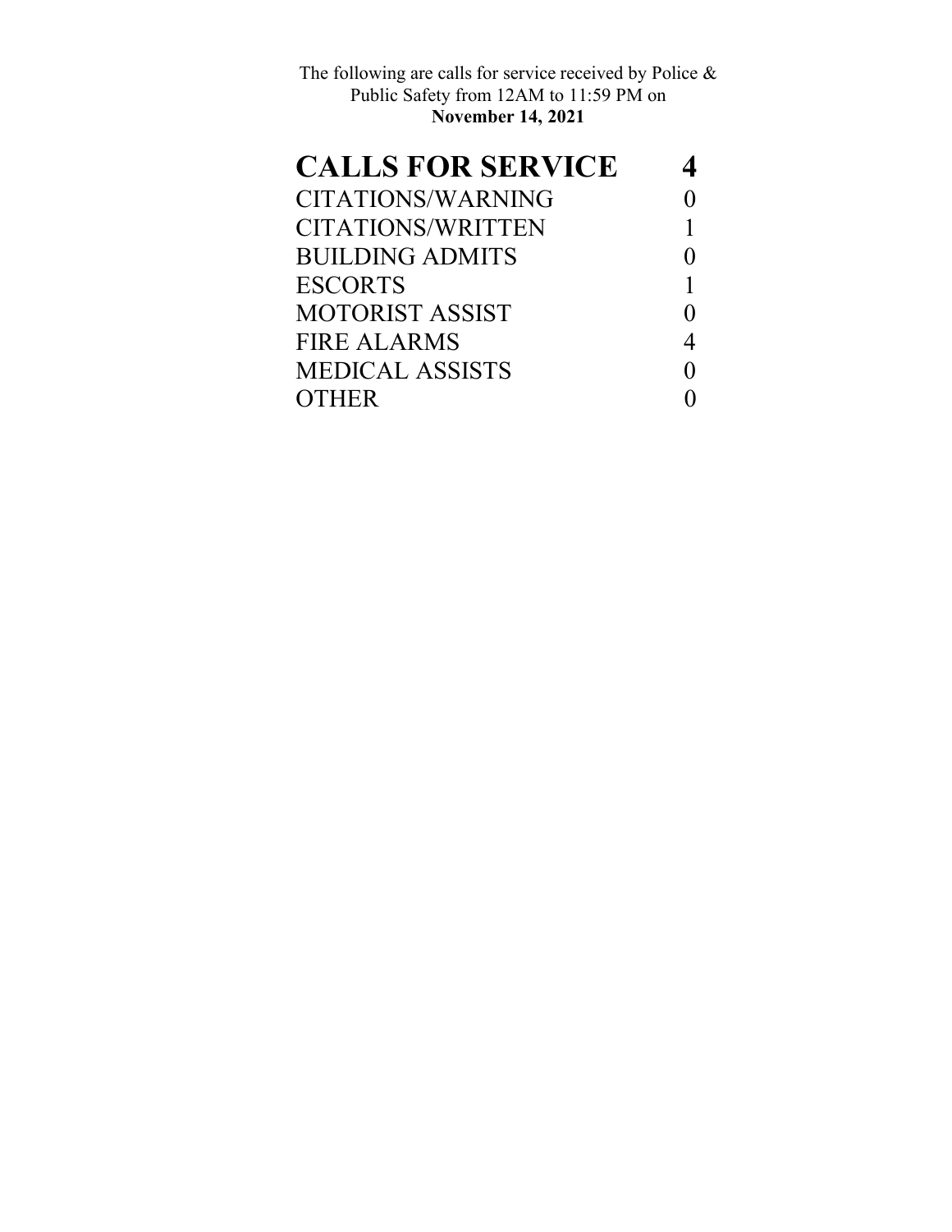The following are calls for service received by Police & Public Safety from 12AM to 11:59 PM on **November 14, 2021**

| **CALLS FOR SERVICE** | **4** |
| --- | --- |
| CITATIONS/WARNING | 0 |
| CITATIONS/WRITTEN | 1 |
| BUILDING ADMITS | 0 |
| ESCORTS | 1 |
| MOTORIST ASSIST | 0 |
| FIRE ALARMS | 4 |
| MEDICAL ASSISTS | 0 |
| OTHER | 0 |